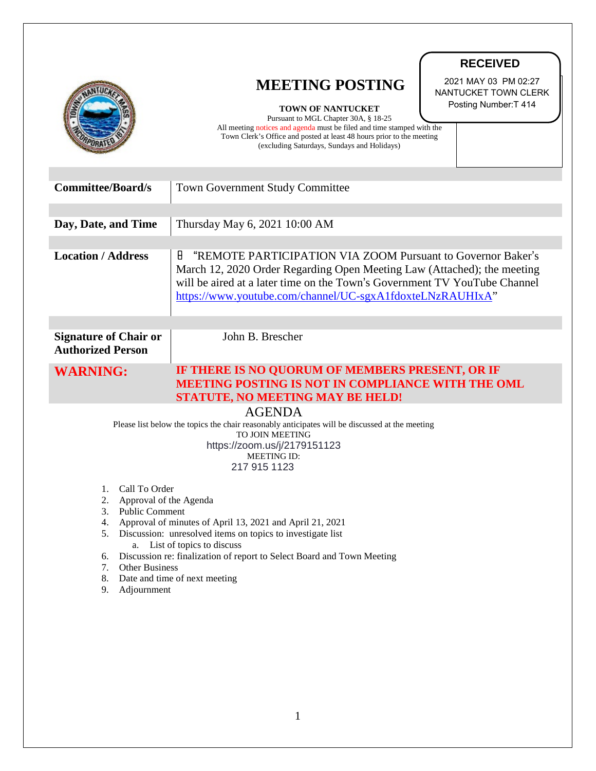# MEETING POSTING

**TOWN OF NANTUCKET**

Pursuant to MGL Chapter 30A, § 18-25

All meeting notices and agenda must be filed and time stamped with the Town Clerk's Office and posted at least 48 hours prior to the meeting (excluding Saturdays, Sundays and Holidays)

**RECEIVED**
2021 MAY 03 PM 02:27
NANTUCKET TOWN CLERK
Posting Number:T 414

| | |
|---|---|
| **Committee/Board/s** | Town Government Study Committee |
| **Day, Date, and Time** | Thursday May 6, 2021 10:00 AM |
| **Location / Address** | "REMOTE PARTICIPATION VIA ZOOM Pursuant to Governor Baker's March 12, 2020 Order Regarding Open Meeting Law (Attached); the meeting will be aired at a later time on the Town's Government TV YouTube Channel https://www.youtube.com/channel/UC-sgxA1fdoxteLNzRAUHIxA" |
| **Signature of Chair or Authorized Person** | John B. Brescher |
| **WARNING:** | **IF THERE IS NO QUORUM OF MEMBERS PRESENT, OR IF MEETING POSTING IS NOT IN COMPLIANCE WITH THE OML STATUTE, NO MEETING MAY BE HELD!** |

## AGENDA

Please list below the topics the chair reasonably anticipates will be discussed at the meeting

TO JOIN MEETING
https://zoom.us/j/2179151123
MEETING ID:
217 915 1123

1. Call To Order
2. Approval of the Agenda
3. Public Comment
4. Approval of minutes of April 13, 2021 and April 21, 2021
5. Discussion: unresolved items on topics to investigate list
    a. List of topics to discuss
6. Discussion re: finalization of report to Select Board and Town Meeting
7. Other Business
8. Date and time of next meeting
9. Adjournment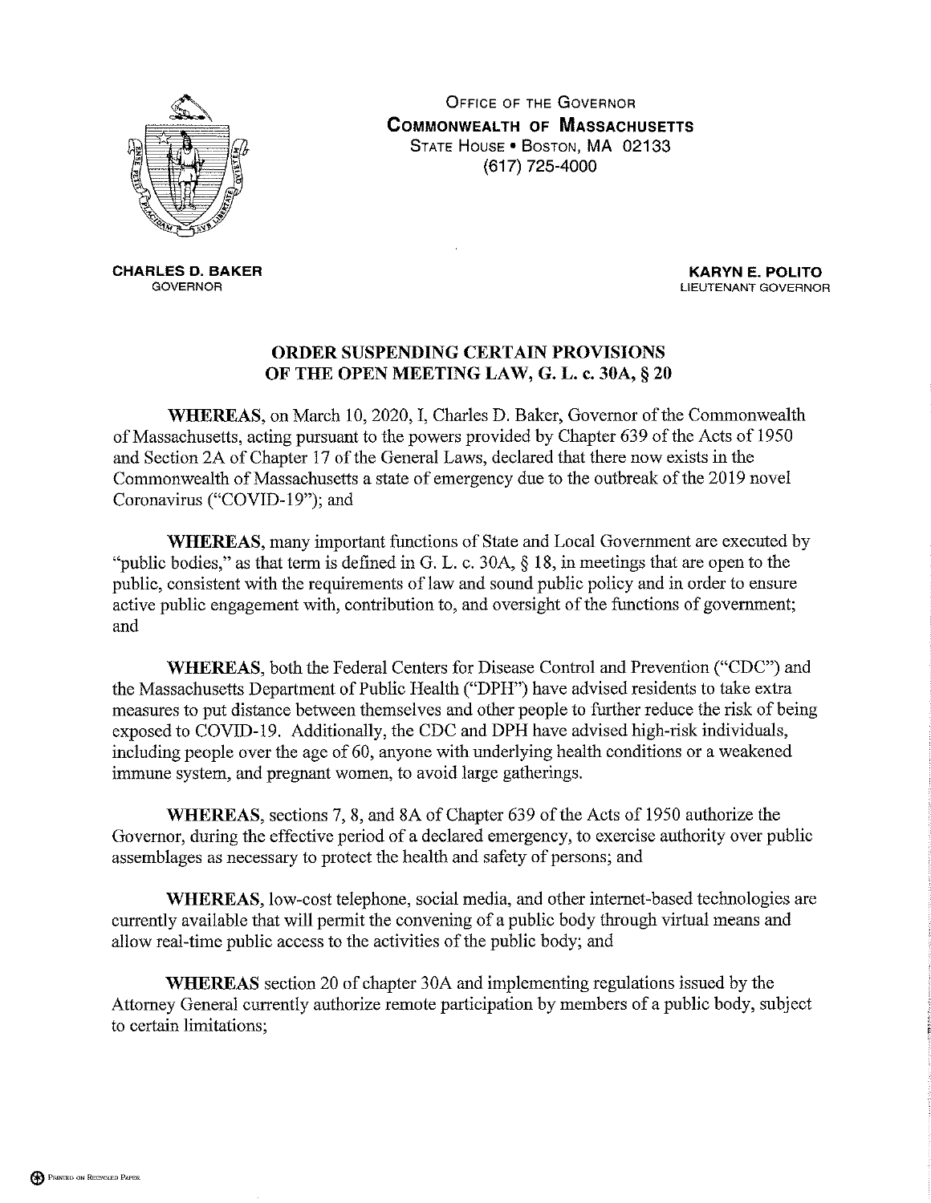OFFICE OF THE GOVERNOR
**COMMONWEALTH OF MASSACHUSETTS**
STATE HOUSE • BOSTON, MA 02133
(617) 725-4000

**CHARLES D. BAKER**
GOVERNOR

**KARYN E. POLITO**
LIEUTENANT GOVERNOR

## ORDER SUSPENDING CERTAIN PROVISIONS OF THE OPEN MEETING LAW, G. L. c. 30A, § 20

**WHEREAS**, on March 10, 2020, I, Charles D. Baker, Governor of the Commonwealth of Massachusetts, acting pursuant to the powers provided by Chapter 639 of the Acts of 1950 and Section 2A of Chapter 17 of the General Laws, declared that there now exists in the Commonwealth of Massachusetts a state of emergency due to the outbreak of the 2019 novel Coronavirus ("COVID-19"); and

**WHEREAS**, many important functions of State and Local Government are executed by "public bodies," as that term is defined in G. L. c. 30A, § 18, in meetings that are open to the public, consistent with the requirements of law and sound public policy and in order to ensure active public engagement with, contribution to, and oversight of the functions of government; and

**WHEREAS**, both the Federal Centers for Disease Control and Prevention ("CDC") and the Massachusetts Department of Public Health ("DPH") have advised residents to take extra measures to put distance between themselves and other people to further reduce the risk of being exposed to COVID-19. Additionally, the CDC and DPH have advised high-risk individuals, including people over the age of 60, anyone with underlying health conditions or a weakened immune system, and pregnant women, to avoid large gatherings.

**WHEREAS**, sections 7, 8, and 8A of Chapter 639 of the Acts of 1950 authorize the Governor, during the effective period of a declared emergency, to exercise authority over public assemblages as necessary to protect the health and safety of persons; and

**WHEREAS**, low-cost telephone, social media, and other internet-based technologies are currently available that will permit the convening of a public body through virtual means and allow real-time public access to the activities of the public body; and

**WHEREAS** section 20 of chapter 30A and implementing regulations issued by the Attorney General currently authorize remote participation by members of a public body, subject to certain limitations;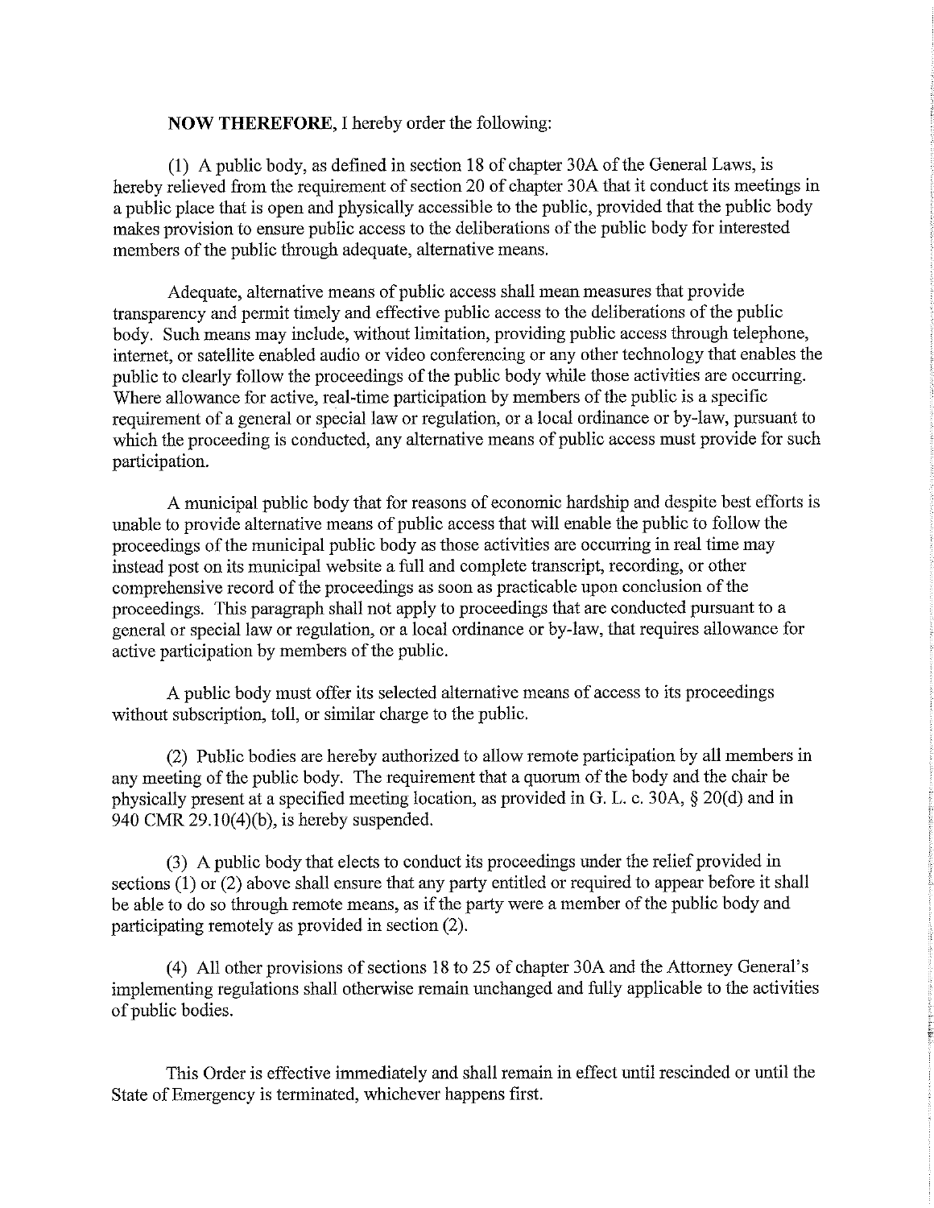**NOW THEREFORE**, I hereby order the following:

(1) A public body, as defined in section 18 of chapter 30A of the General Laws, is hereby relieved from the requirement of section 20 of chapter 30A that it conduct its meetings in a public place that is open and physically accessible to the public, provided that the public body makes provision to ensure public access to the deliberations of the public body for interested members of the public through adequate, alternative means.

Adequate, alternative means of public access shall mean measures that provide transparency and permit timely and effective public access to the deliberations of the public body. Such means may include, without limitation, providing public access through telephone, internet, or satellite enabled audio or video conferencing or any other technology that enables the public to clearly follow the proceedings of the public body while those activities are occurring. Where allowance for active, real-time participation by members of the public is a specific requirement of a general or special law or regulation, or a local ordinance or by-law, pursuant to which the proceeding is conducted, any alternative means of public access must provide for such participation.

A municipal public body that for reasons of economic hardship and despite best efforts is unable to provide alternative means of public access that will enable the public to follow the proceedings of the municipal public body as those activities are occurring in real time may instead post on its municipal website a full and complete transcript, recording, or other comprehensive record of the proceedings as soon as practicable upon conclusion of the proceedings. This paragraph shall not apply to proceedings that are conducted pursuant to a general or special law or regulation, or a local ordinance or by-law, that requires allowance for active participation by members of the public.

A public body must offer its selected alternative means of access to its proceedings without subscription, toll, or similar charge to the public.

(2) Public bodies are hereby authorized to allow remote participation by all members in any meeting of the public body. The requirement that a quorum of the body and the chair be physically present at a specified meeting location, as provided in G. L. c. 30A, § 20(d) and in 940 CMR 29.10(4)(b), is hereby suspended.

(3) A public body that elects to conduct its proceedings under the relief provided in sections (1) or (2) above shall ensure that any party entitled or required to appear before it shall be able to do so through remote means, as if the party were a member of the public body and participating remotely as provided in section (2).

(4) All other provisions of sections 18 to 25 of chapter 30A and the Attorney General's implementing regulations shall otherwise remain unchanged and fully applicable to the activities of public bodies.

This Order is effective immediately and shall remain in effect until rescinded or until the State of Emergency is terminated, whichever happens first.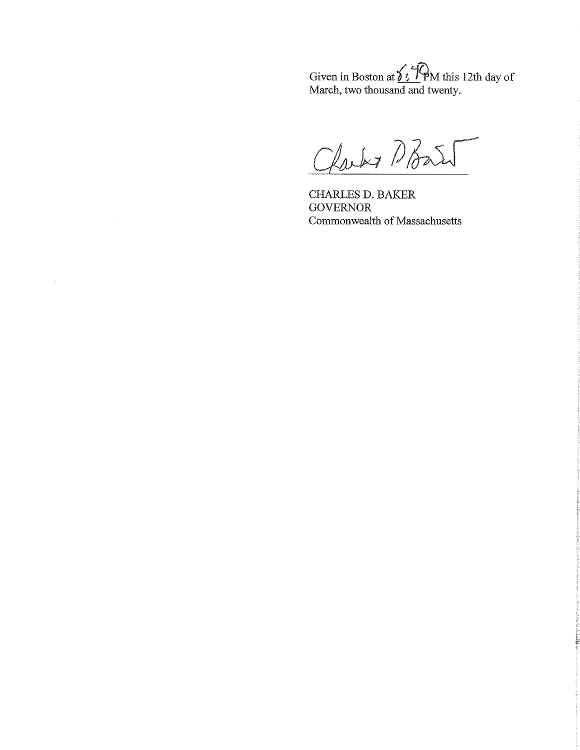Given in Boston at 5:40 PM this 12th day of March, two thousand and twenty.

Charles D Baker

CHARLES D. BAKER
GOVERNOR
Commonwealth of Massachusetts